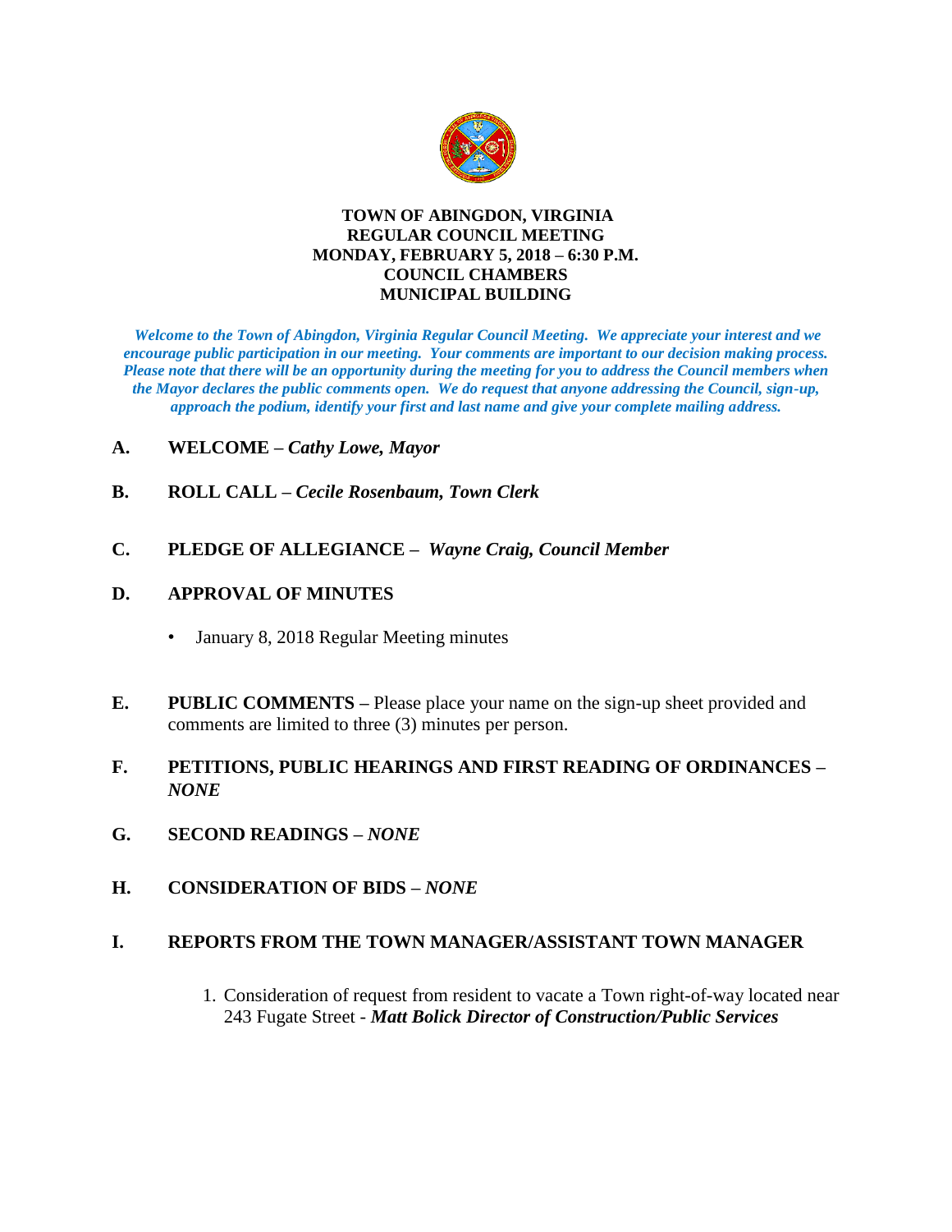**TOWN OF ABINGDON, VIRGINIA**
**REGULAR COUNCIL MEETING**
**MONDAY, FEBRUARY 5, 2018 – 6:30 P.M.**
**COUNCIL CHAMBERS**
**MUNICIPAL BUILDING**

***Welcome to the Town of Abingdon, Virginia Regular Council Meeting. We appreciate your interest and we encourage public participation in our meeting. Your comments are important to our decision making process. Please note that there will be an opportunity during the meeting for you to address the Council members when the Mayor declares the public comments open. We do request that anyone addressing the Council, sign-up, approach the podium, identify your first and last name and give your complete mailing address.***

**A. WELCOME –** ***Cathy Lowe, Mayor***

**B. ROLL CALL –** ***Cecile Rosenbaum, Town Clerk***

**C. PLEDGE OF ALLEGIANCE –** ***Wayne Craig, Council Member***

**D. APPROVAL OF MINUTES**

- January 8, 2018 Regular Meeting minutes

**E. PUBLIC COMMENTS –** Please place your name on the sign-up sheet provided and comments are limited to three (3) minutes per person.

**F. PETITIONS, PUBLIC HEARINGS AND FIRST READING OF ORDINANCES –** ***NONE***

**G. SECOND READINGS –** ***NONE***

**H. CONSIDERATION OF BIDS –** ***NONE***

**I. REPORTS FROM THE TOWN MANAGER/ASSISTANT TOWN MANAGER**

1. Consideration of request from resident to vacate a Town right-of-way located near 243 Fugate Street - ***Matt Bolick Director of Construction/Public Services***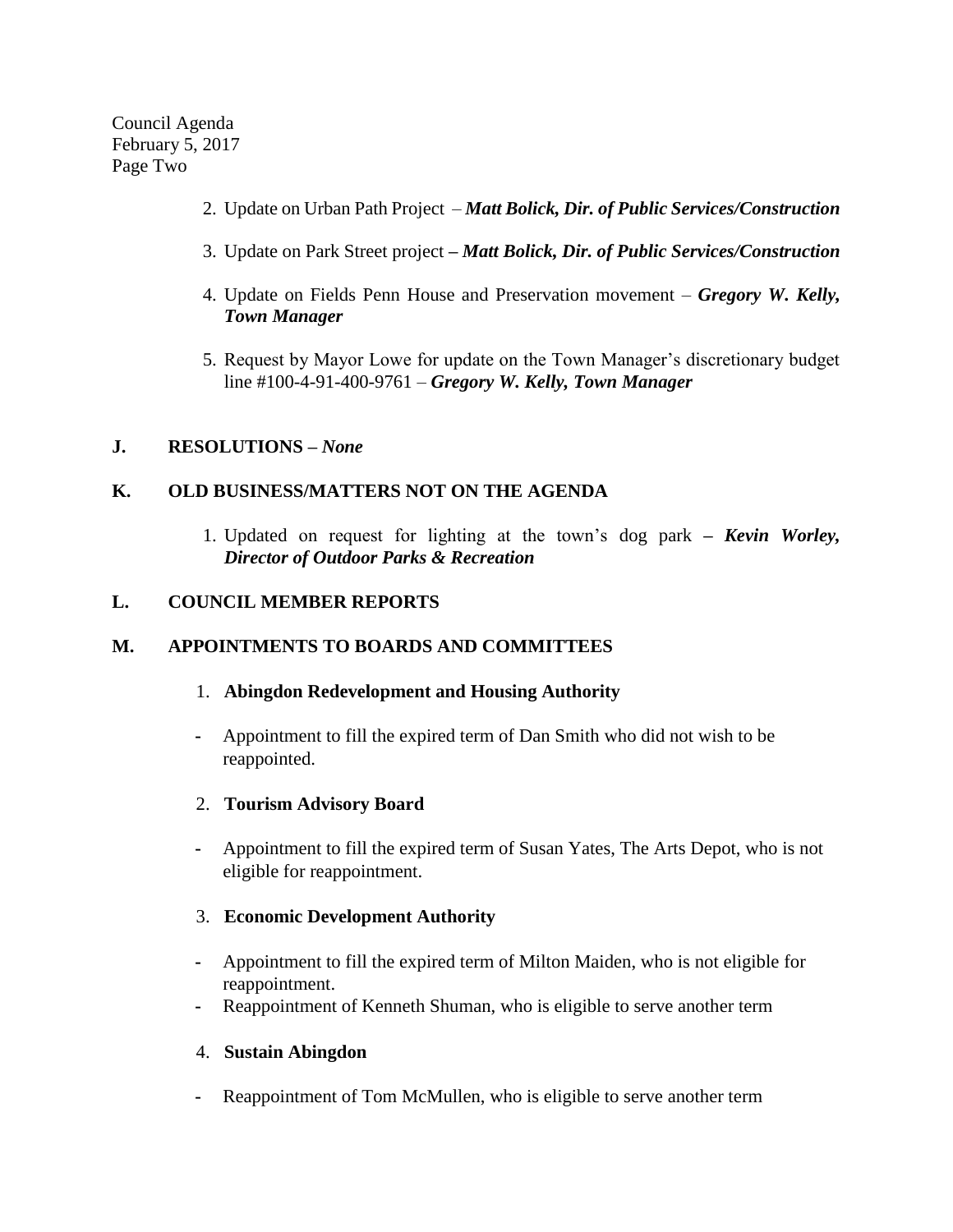2. Update on Urban Path Project – ***Matt Bolick, Dir. of Public Services/Construction***

3. Update on Park Street project **–** ***Matt Bolick, Dir. of Public Services/Construction***

4. Update on Fields Penn House and Preservation movement – ***Gregory W. Kelly, Town Manager***

5. Request by Mayor Lowe for update on the Town Manager's discretionary budget line #100-4-91-400-9761 – ***Gregory W. Kelly, Town Manager***

## J. RESOLUTIONS – *None*

## K. OLD BUSINESS/MATTERS NOT ON THE AGENDA

1. Updated on request for lighting at the town's dog park **–** ***Kevin Worley, Director of Outdoor Parks & Recreation***

## L. COUNCIL MEMBER REPORTS

## M. APPOINTMENTS TO BOARDS AND COMMITTEES

1. **Abingdon Redevelopment and Housing Authority**

- Appointment to fill the expired term of Dan Smith who did not wish to be reappointed.

2. **Tourism Advisory Board**

- Appointment to fill the expired term of Susan Yates, The Arts Depot, who is not eligible for reappointment.

3. **Economic Development Authority**

- Appointment to fill the expired term of Milton Maiden, who is not eligible for reappointment.
- Reappointment of Kenneth Shuman, who is eligible to serve another term

4. **Sustain Abingdon**

- Reappointment of Tom McMullen, who is eligible to serve another term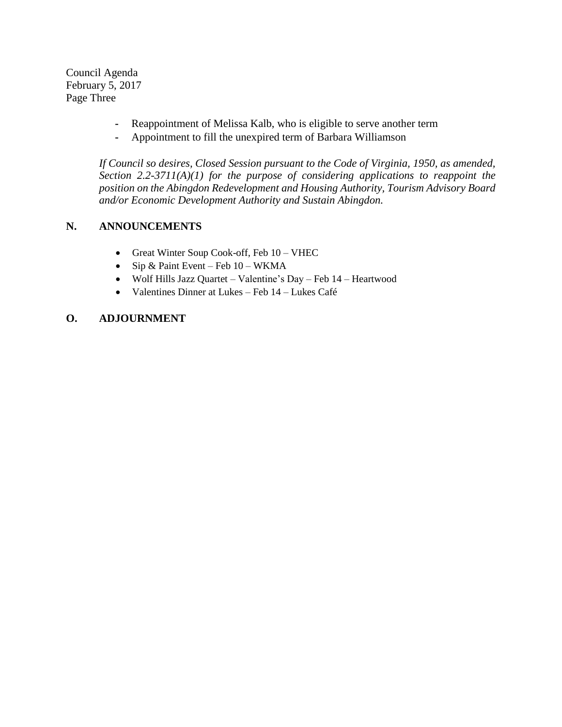- Reappointment of Melissa Kalb, who is eligible to serve another term
- Appointment to fill the unexpired term of Barbara Williamson

*If Council so desires, Closed Session pursuant to the Code of Virginia, 1950, as amended, Section 2.2-3711(A)(1) for the purpose of considering applications to reappoint the position on the Abingdon Redevelopment and Housing Authority, Tourism Advisory Board and/or Economic Development Authority and Sustain Abingdon.*

## N. ANNOUNCEMENTS

- Great Winter Soup Cook-off, Feb 10 – VHEC
- Sip & Paint Event – Feb 10 – WKMA
- Wolf Hills Jazz Quartet – Valentine's Day – Feb 14 – Heartwood
- Valentines Dinner at Lukes – Feb 14 – Lukes Café

## O. ADJOURNMENT